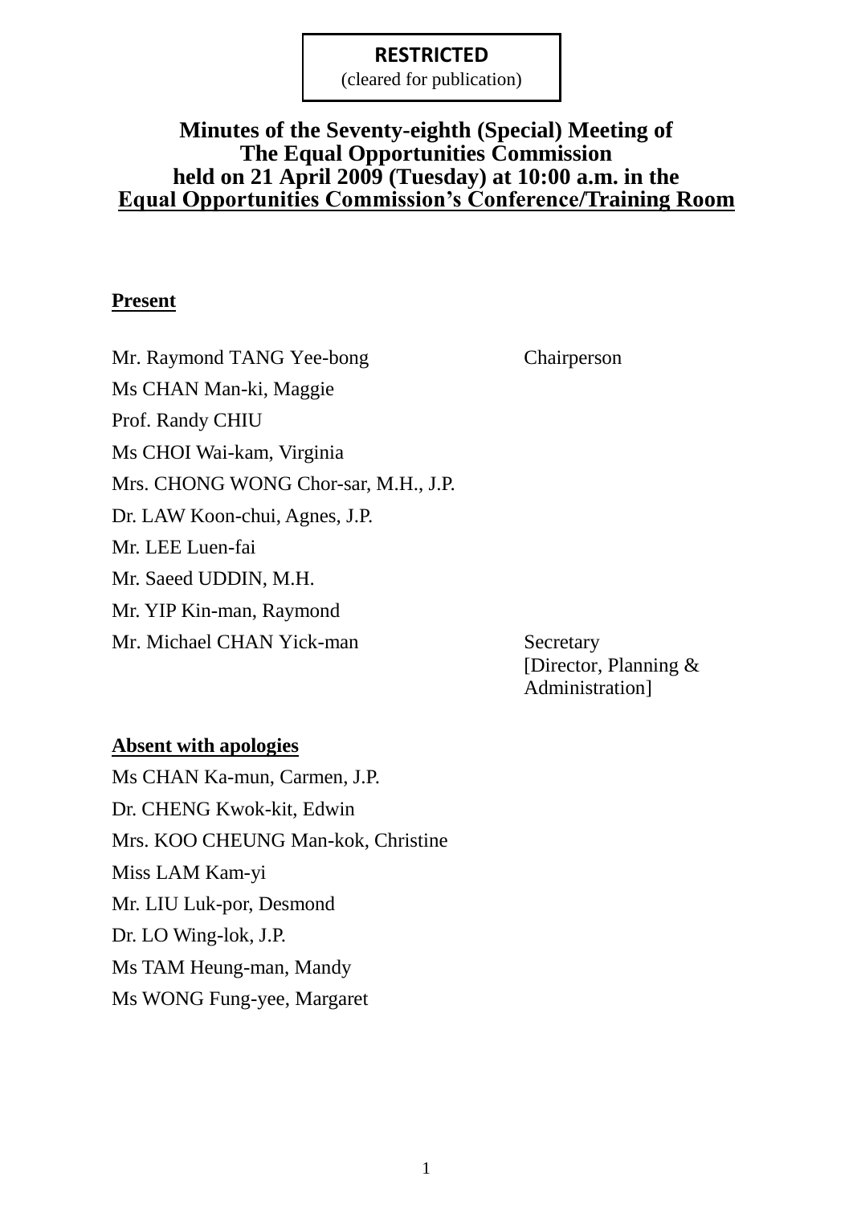**RESTRICTED**
(cleared for publication)

# Minutes of the Seventy-eighth (Special) Meeting of The Equal Opportunities Commission held on 21 April 2009 (Tuesday) at 10:00 a.m. in the Equal Opportunities Commission's Conference/Training Room

## Present

| | |
|---|---|
| Mr. Raymond TANG Yee-bong | Chairperson |
| Ms CHAN Man-ki, Maggie | |
| Prof. Randy CHIU | |
| Ms CHOI Wai-kam, Virginia | |
| Mrs. CHONG WONG Chor-sar, M.H., J.P. | |
| Dr. LAW Koon-chui, Agnes, J.P. | |
| Mr. LEE Luen-fai | |
| Mr. Saeed UDDIN, M.H. | |
| Mr. YIP Kin-man, Raymond | |
| Mr. Michael CHAN Yick-man | Secretary [Director, Planning & Administration] |

## Absent with apologies

Ms CHAN Ka-mun, Carmen, J.P.
Dr. CHENG Kwok-kit, Edwin
Mrs. KOO CHEUNG Man-kok, Christine
Miss LAM Kam-yi
Mr. LIU Luk-por, Desmond
Dr. LO Wing-lok, J.P.
Ms TAM Heung-man, Mandy
Ms WONG Fung-yee, Margaret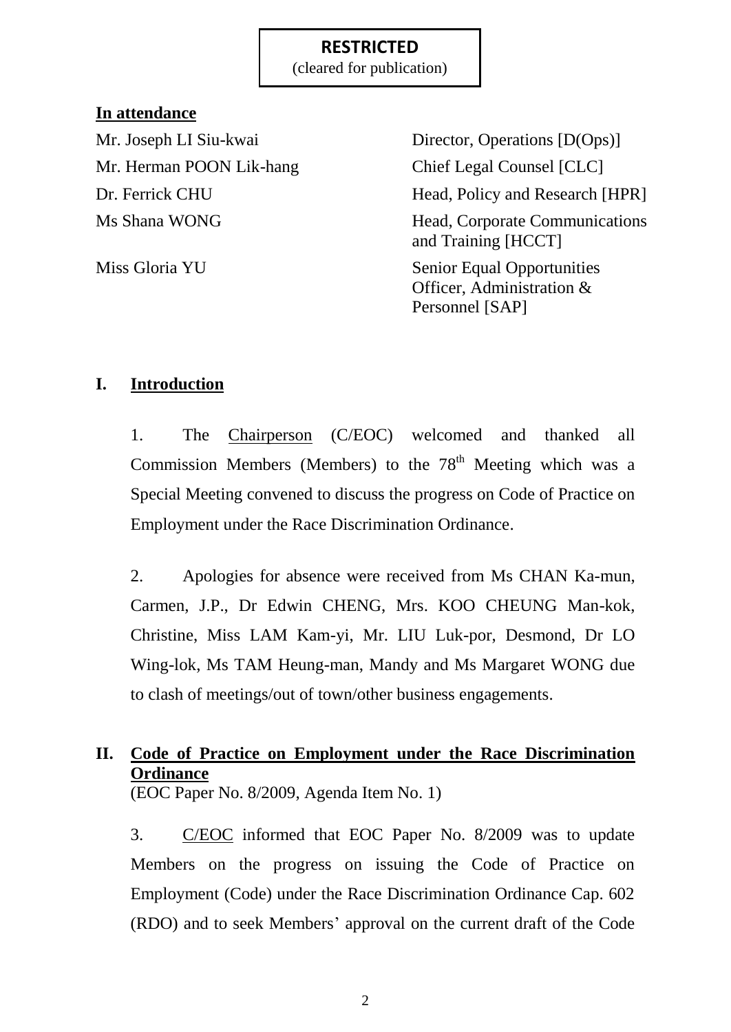**RESTRICTED**
(cleared for publication)

**In attendance**

| | |
|---|---|
| Mr. Joseph LI Siu-kwai | Director, Operations [D(Ops)] |
| Mr. Herman POON Lik-hang | Chief Legal Counsel [CLC] |
| Dr. Ferrick CHU | Head, Policy and Research [HPR] |
| Ms Shana WONG | Head, Corporate Communications and Training [HCCT] |
| Miss Gloria YU | Senior Equal Opportunities Officer, Administration & Personnel [SAP] |

## I. Introduction

1. The Chairperson (C/EOC) welcomed and thanked all Commission Members (Members) to the 78th Meeting which was a Special Meeting convened to discuss the progress on Code of Practice on Employment under the Race Discrimination Ordinance.

2. Apologies for absence were received from Ms CHAN Ka-mun, Carmen, J.P., Dr Edwin CHENG, Mrs. KOO CHEUNG Man-kok, Christine, Miss LAM Kam-yi, Mr. LIU Luk-por, Desmond, Dr LO Wing-lok, Ms TAM Heung-man, Mandy and Ms Margaret WONG due to clash of meetings/out of town/other business engagements.

## II. Code of Practice on Employment under the Race Discrimination Ordinance

(EOC Paper No. 8/2009, Agenda Item No. 1)

3. C/EOC informed that EOC Paper No. 8/2009 was to update Members on the progress on issuing the Code of Practice on Employment (Code) under the Race Discrimination Ordinance Cap. 602 (RDO) and to seek Members' approval on the current draft of the Code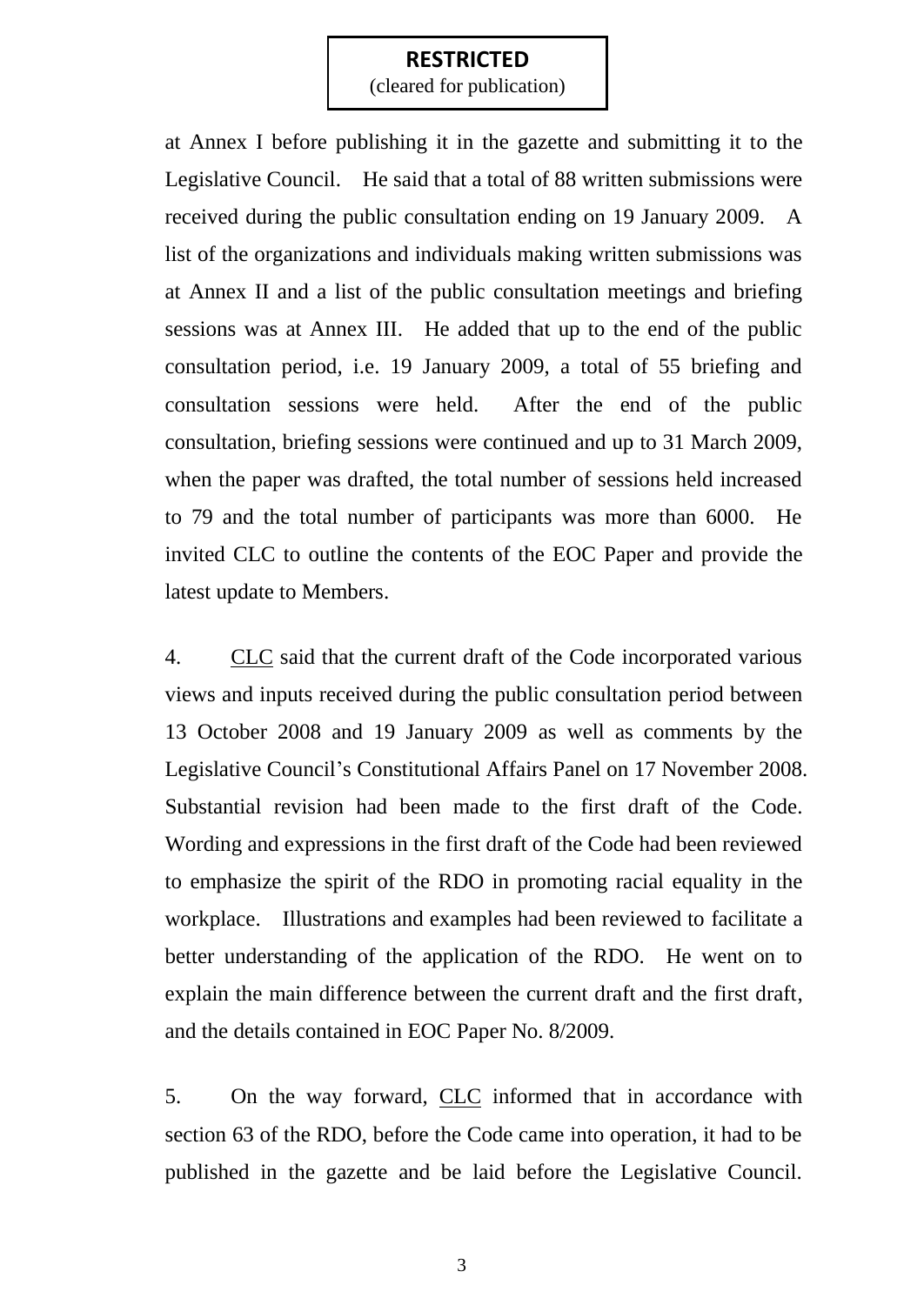**RESTRICTED**
(cleared for publication)

at Annex I before publishing it in the gazette and submitting it to the Legislative Council. He said that a total of 88 written submissions were received during the public consultation ending on 19 January 2009. A list of the organizations and individuals making written submissions was at Annex II and a list of the public consultation meetings and briefing sessions was at Annex III. He added that up to the end of the public consultation period, i.e. 19 January 2009, a total of 55 briefing and consultation sessions were held. After the end of the public consultation, briefing sessions were continued and up to 31 March 2009, when the paper was drafted, the total number of sessions held increased to 79 and the total number of participants was more than 6000. He invited CLC to outline the contents of the EOC Paper and provide the latest update to Members.

4. CLC said that the current draft of the Code incorporated various views and inputs received during the public consultation period between 13 October 2008 and 19 January 2009 as well as comments by the Legislative Council's Constitutional Affairs Panel on 17 November 2008. Substantial revision had been made to the first draft of the Code. Wording and expressions in the first draft of the Code had been reviewed to emphasize the spirit of the RDO in promoting racial equality in the workplace. Illustrations and examples had been reviewed to facilitate a better understanding of the application of the RDO. He went on to explain the main difference between the current draft and the first draft, and the details contained in EOC Paper No. 8/2009.

5. On the way forward, CLC informed that in accordance with section 63 of the RDO, before the Code came into operation, it had to be published in the gazette and be laid before the Legislative Council.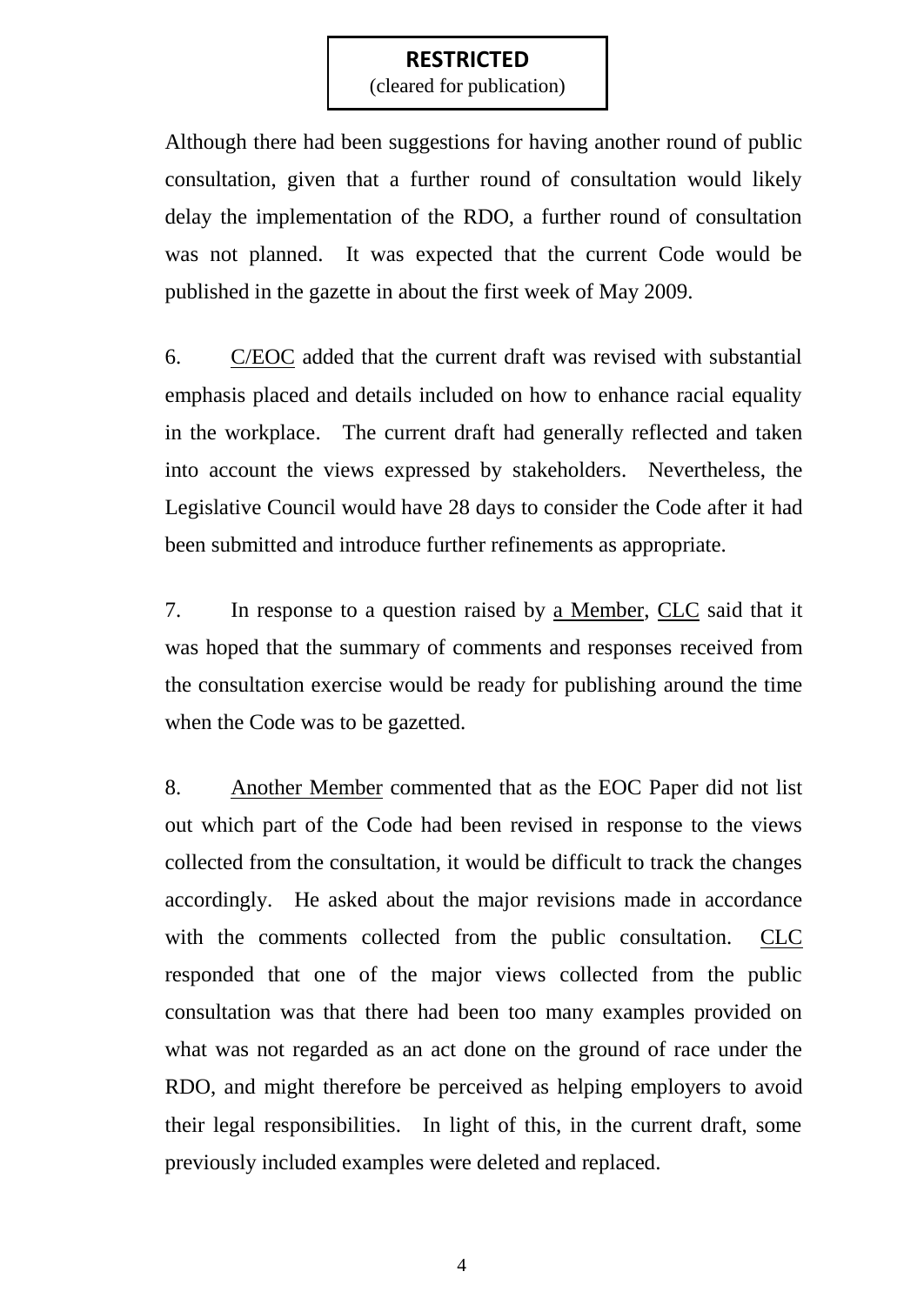**RESTRICTED**
(cleared for publication)

Although there had been suggestions for having another round of public consultation, given that a further round of consultation would likely delay the implementation of the RDO, a further round of consultation was not planned. It was expected that the current Code would be published in the gazette in about the first week of May 2009.

6. C/EOC added that the current draft was revised with substantial emphasis placed and details included on how to enhance racial equality in the workplace. The current draft had generally reflected and taken into account the views expressed by stakeholders. Nevertheless, the Legislative Council would have 28 days to consider the Code after it had been submitted and introduce further refinements as appropriate.

7. In response to a question raised by a Member, CLC said that it was hoped that the summary of comments and responses received from the consultation exercise would be ready for publishing around the time when the Code was to be gazetted.

8. Another Member commented that as the EOC Paper did not list out which part of the Code had been revised in response to the views collected from the consultation, it would be difficult to track the changes accordingly. He asked about the major revisions made in accordance with the comments collected from the public consultation. CLC responded that one of the major views collected from the public consultation was that there had been too many examples provided on what was not regarded as an act done on the ground of race under the RDO, and might therefore be perceived as helping employers to avoid their legal responsibilities. In light of this, in the current draft, some previously included examples were deleted and replaced.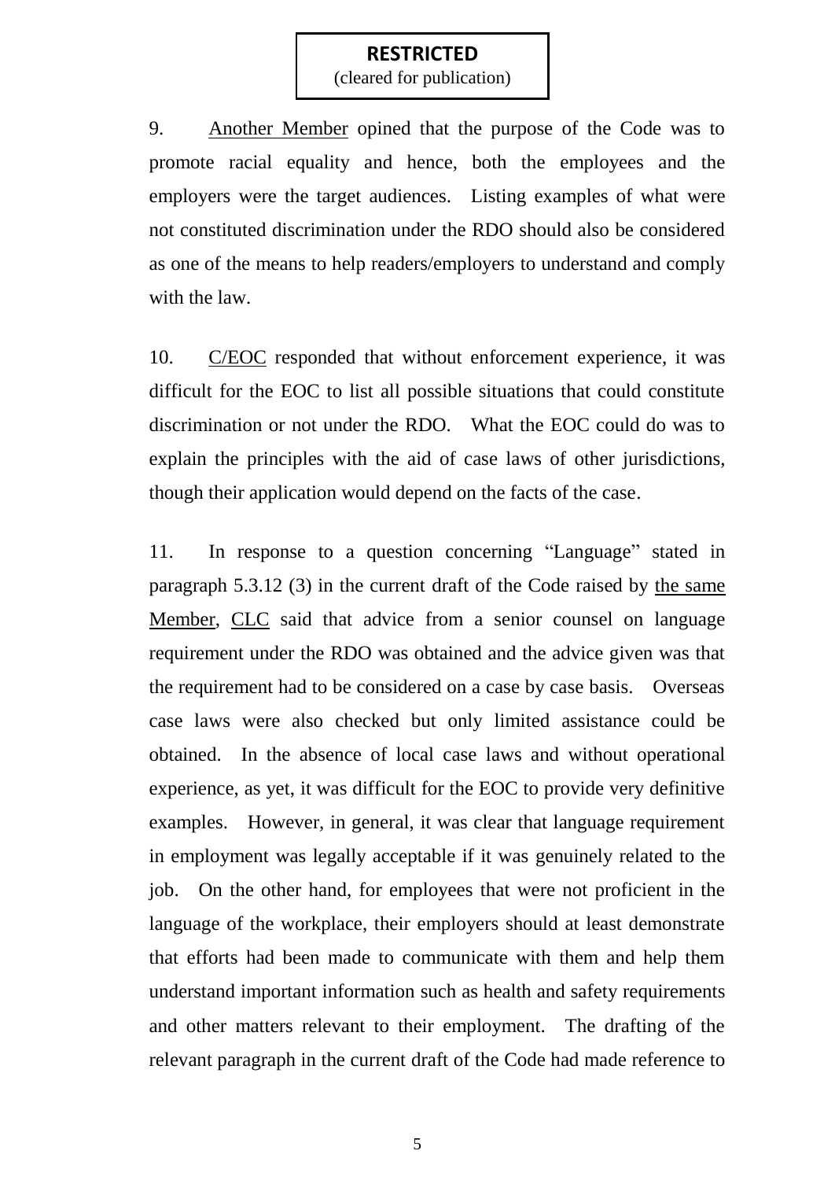**RESTRICTED**
(cleared for publication)

9. Another Member opined that the purpose of the Code was to promote racial equality and hence, both the employees and the employers were the target audiences. Listing examples of what were not constituted discrimination under the RDO should also be considered as one of the means to help readers/employers to understand and comply with the law.

10. C/EOC responded that without enforcement experience, it was difficult for the EOC to list all possible situations that could constitute discrimination or not under the RDO. What the EOC could do was to explain the principles with the aid of case laws of other jurisdictions, though their application would depend on the facts of the case.

11. In response to a question concerning "Language" stated in paragraph 5.3.12 (3) in the current draft of the Code raised by the same Member, CLC said that advice from a senior counsel on language requirement under the RDO was obtained and the advice given was that the requirement had to be considered on a case by case basis. Overseas case laws were also checked but only limited assistance could be obtained. In the absence of local case laws and without operational experience, as yet, it was difficult for the EOC to provide very definitive examples. However, in general, it was clear that language requirement in employment was legally acceptable if it was genuinely related to the job. On the other hand, for employees that were not proficient in the language of the workplace, their employers should at least demonstrate that efforts had been made to communicate with them and help them understand important information such as health and safety requirements and other matters relevant to their employment. The drafting of the relevant paragraph in the current draft of the Code had made reference to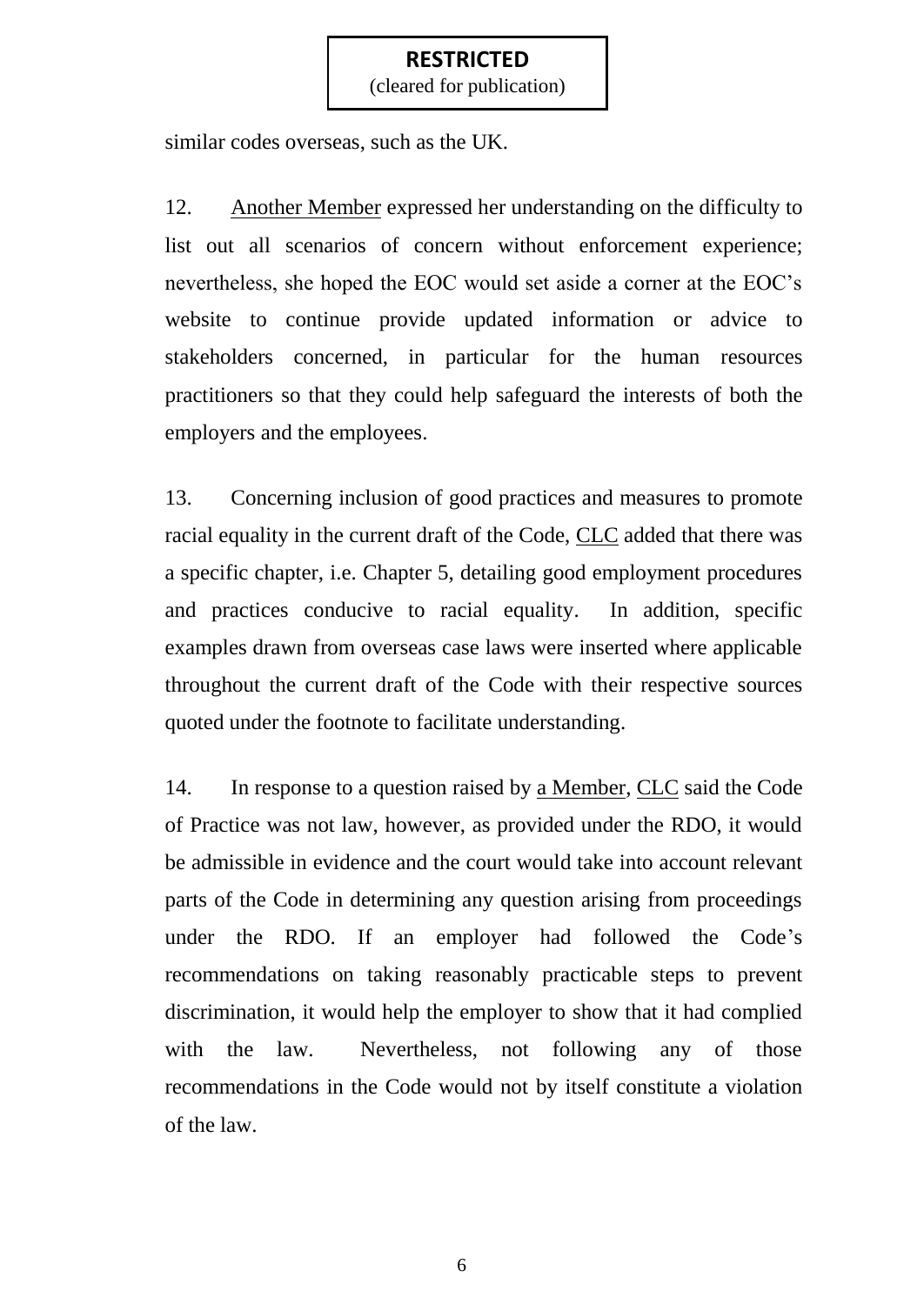similar codes overseas, such as the UK.

12. Another Member expressed her understanding on the difficulty to list out all scenarios of concern without enforcement experience; nevertheless, she hoped the EOC would set aside a corner at the EOC's website to continue provide updated information or advice to stakeholders concerned, in particular for the human resources practitioners so that they could help safeguard the interests of both the employers and the employees.

13. Concerning inclusion of good practices and measures to promote racial equality in the current draft of the Code, CLC added that there was a specific chapter, i.e. Chapter 5, detailing good employment procedures and practices conducive to racial equality. In addition, specific examples drawn from overseas case laws were inserted where applicable throughout the current draft of the Code with their respective sources quoted under the footnote to facilitate understanding.

14. In response to a question raised by a Member, CLC said the Code of Practice was not law, however, as provided under the RDO, it would be admissible in evidence and the court would take into account relevant parts of the Code in determining any question arising from proceedings under the RDO. If an employer had followed the Code's recommendations on taking reasonably practicable steps to prevent discrimination, it would help the employer to show that it had complied with the law. Nevertheless, not following any of those recommendations in the Code would not by itself constitute a violation of the law.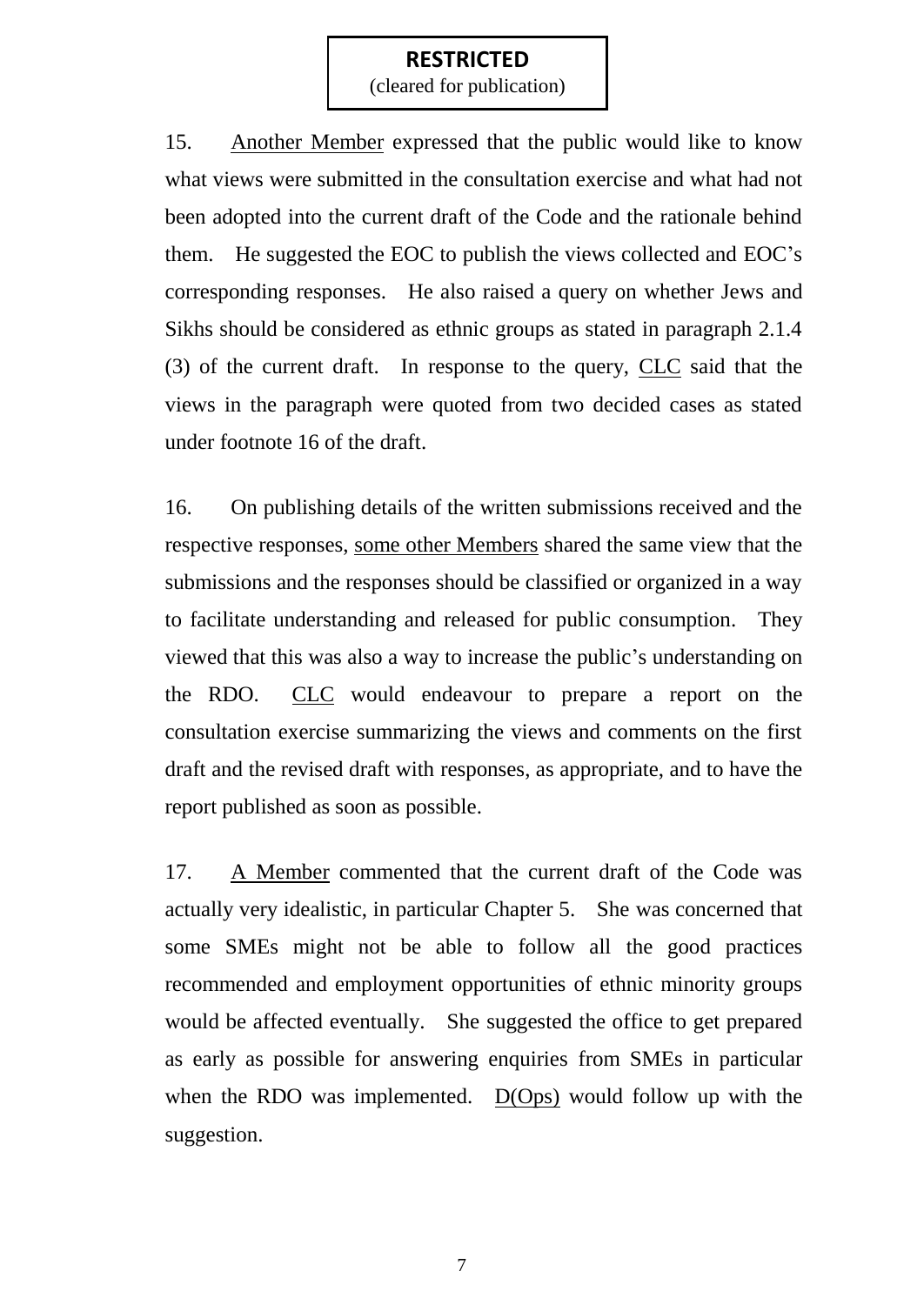**RESTRICTED**
(cleared for publication)

15. Another Member expressed that the public would like to know what views were submitted in the consultation exercise and what had not been adopted into the current draft of the Code and the rationale behind them. He suggested the EOC to publish the views collected and EOC's corresponding responses. He also raised a query on whether Jews and Sikhs should be considered as ethnic groups as stated in paragraph 2.1.4 (3) of the current draft. In response to the query, CLC said that the views in the paragraph were quoted from two decided cases as stated under footnote 16 of the draft.

16. On publishing details of the written submissions received and the respective responses, some other Members shared the same view that the submissions and the responses should be classified or organized in a way to facilitate understanding and released for public consumption. They viewed that this was also a way to increase the public's understanding on the RDO. CLC would endeavour to prepare a report on the consultation exercise summarizing the views and comments on the first draft and the revised draft with responses, as appropriate, and to have the report published as soon as possible.

17. A Member commented that the current draft of the Code was actually very idealistic, in particular Chapter 5. She was concerned that some SMEs might not be able to follow all the good practices recommended and employment opportunities of ethnic minority groups would be affected eventually. She suggested the office to get prepared as early as possible for answering enquiries from SMEs in particular when the RDO was implemented. D(Ops) would follow up with the suggestion.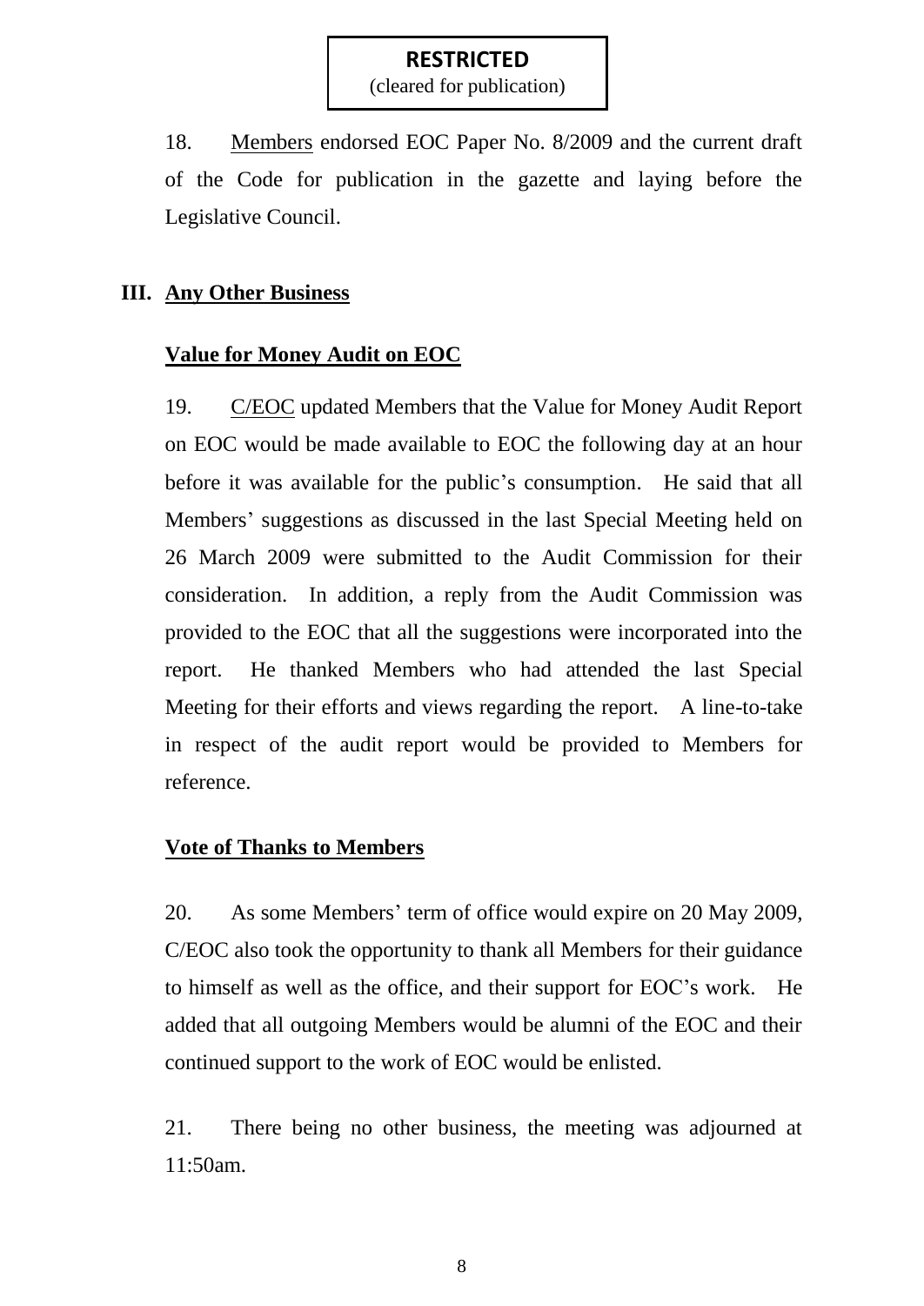**RESTRICTED**
(cleared for publication)

18. Members endorsed EOC Paper No. 8/2009 and the current draft of the Code for publication in the gazette and laying before the Legislative Council.

## III. Any Other Business

### Value for Money Audit on EOC

19. C/EOC updated Members that the Value for Money Audit Report on EOC would be made available to EOC the following day at an hour before it was available for the public's consumption. He said that all Members' suggestions as discussed in the last Special Meeting held on 26 March 2009 were submitted to the Audit Commission for their consideration. In addition, a reply from the Audit Commission was provided to the EOC that all the suggestions were incorporated into the report. He thanked Members who had attended the last Special Meeting for their efforts and views regarding the report. A line-to-take in respect of the audit report would be provided to Members for reference.

### Vote of Thanks to Members

20. As some Members' term of office would expire on 20 May 2009, C/EOC also took the opportunity to thank all Members for their guidance to himself as well as the office, and their support for EOC's work. He added that all outgoing Members would be alumni of the EOC and their continued support to the work of EOC would be enlisted.

21. There being no other business, the meeting was adjourned at 11:50am.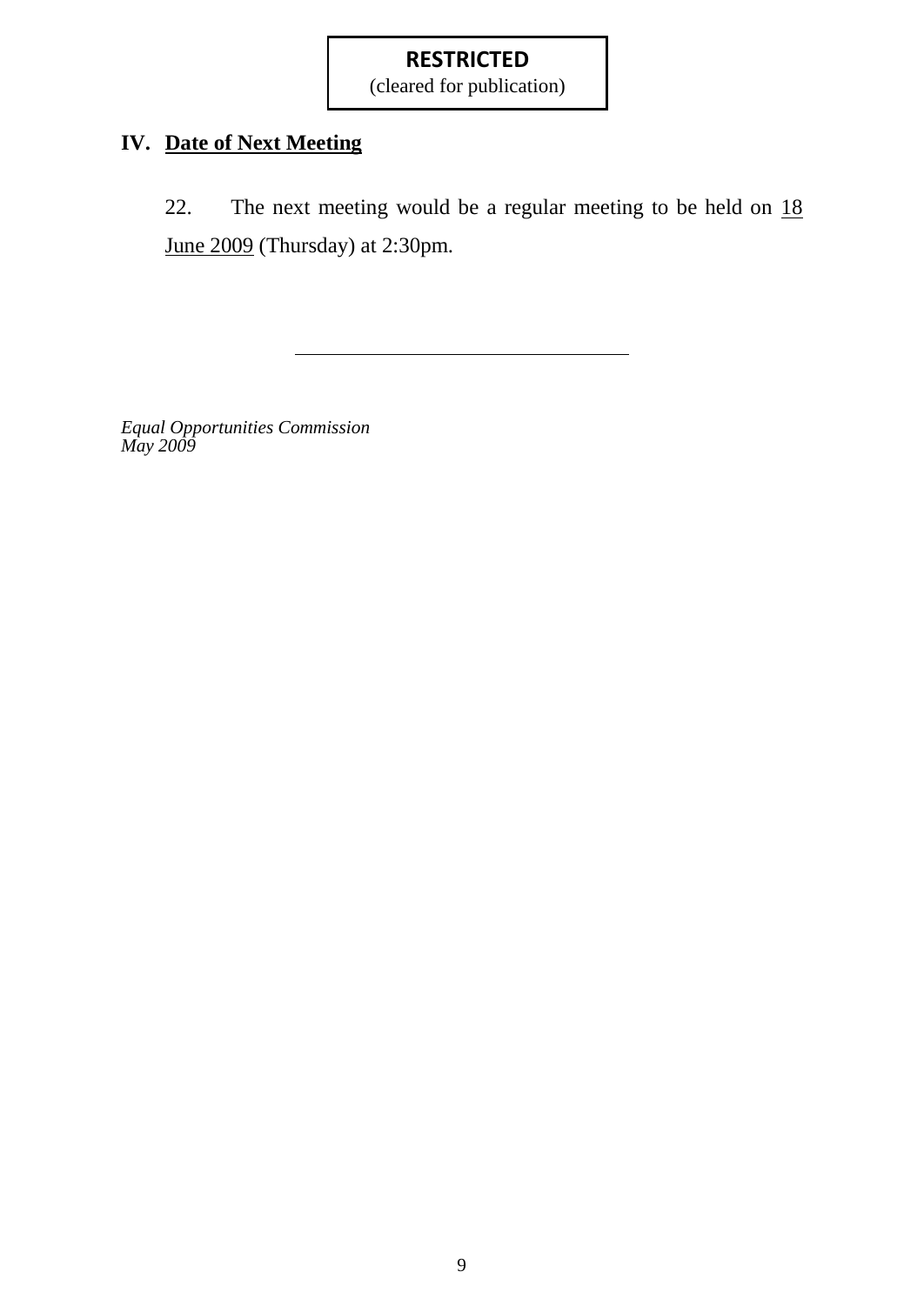**RESTRICTED**
(cleared for publication)

## IV. Date of Next Meeting

22. The next meeting would be a regular meeting to be held on 18 June 2009 (Thursday) at 2:30pm.

---

*Equal Opportunities Commission*
*May 2009*